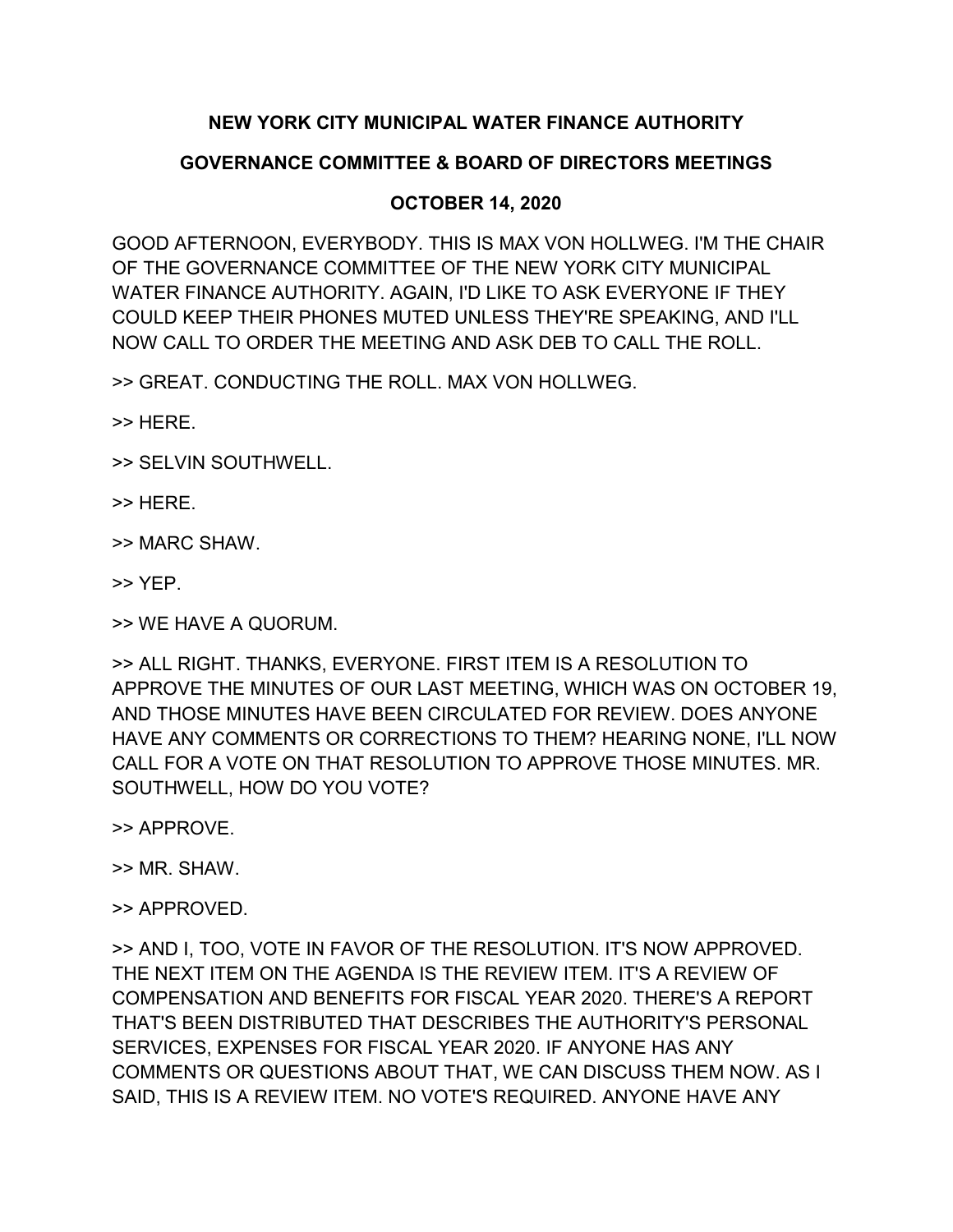**NEW YORK CITY MUNICIPAL WATER FINANCE AUTHORITY**

**GOVERNANCE COMMITTEE & BOARD OF DIRECTORS MEETINGS**

**OCTOBER 14, 2020**

GOOD AFTERNOON, EVERYBODY. THIS IS MAX VON HOLLWEG. I'M THE CHAIR OF THE GOVERNANCE COMMITTEE OF THE NEW YORK CITY MUNICIPAL WATER FINANCE AUTHORITY. AGAIN, I'D LIKE TO ASK EVERYONE IF THEY COULD KEEP THEIR PHONES MUTED UNLESS THEY'RE SPEAKING, AND I'LL NOW CALL TO ORDER THE MEETING AND ASK DEB TO CALL THE ROLL.

>> GREAT. CONDUCTING THE ROLL. MAX VON HOLLWEG.

>> HERE.

>> SELVIN SOUTHWELL.

>> HERE.

>> MARC SHAW.

>> YEP.

>> WE HAVE A QUORUM.

>> ALL RIGHT. THANKS, EVERYONE. FIRST ITEM IS A RESOLUTION TO APPROVE THE MINUTES OF OUR LAST MEETING, WHICH WAS ON OCTOBER 19, AND THOSE MINUTES HAVE BEEN CIRCULATED FOR REVIEW. DOES ANYONE HAVE ANY COMMENTS OR CORRECTIONS TO THEM? HEARING NONE, I'LL NOW CALL FOR A VOTE ON THAT RESOLUTION TO APPROVE THOSE MINUTES. MR. SOUTHWELL, HOW DO YOU VOTE?

>> APPROVE.

>> MR. SHAW.

>> APPROVED.

>> AND I, TOO, VOTE IN FAVOR OF THE RESOLUTION. IT'S NOW APPROVED. THE NEXT ITEM ON THE AGENDA IS THE REVIEW ITEM. IT'S A REVIEW OF COMPENSATION AND BENEFITS FOR FISCAL YEAR 2020. THERE'S A REPORT THAT'S BEEN DISTRIBUTED THAT DESCRIBES THE AUTHORITY'S PERSONAL SERVICES, EXPENSES FOR FISCAL YEAR 2020. IF ANYONE HAS ANY COMMENTS OR QUESTIONS ABOUT THAT, WE CAN DISCUSS THEM NOW. AS I SAID, THIS IS A REVIEW ITEM. NO VOTE'S REQUIRED. ANYONE HAVE ANY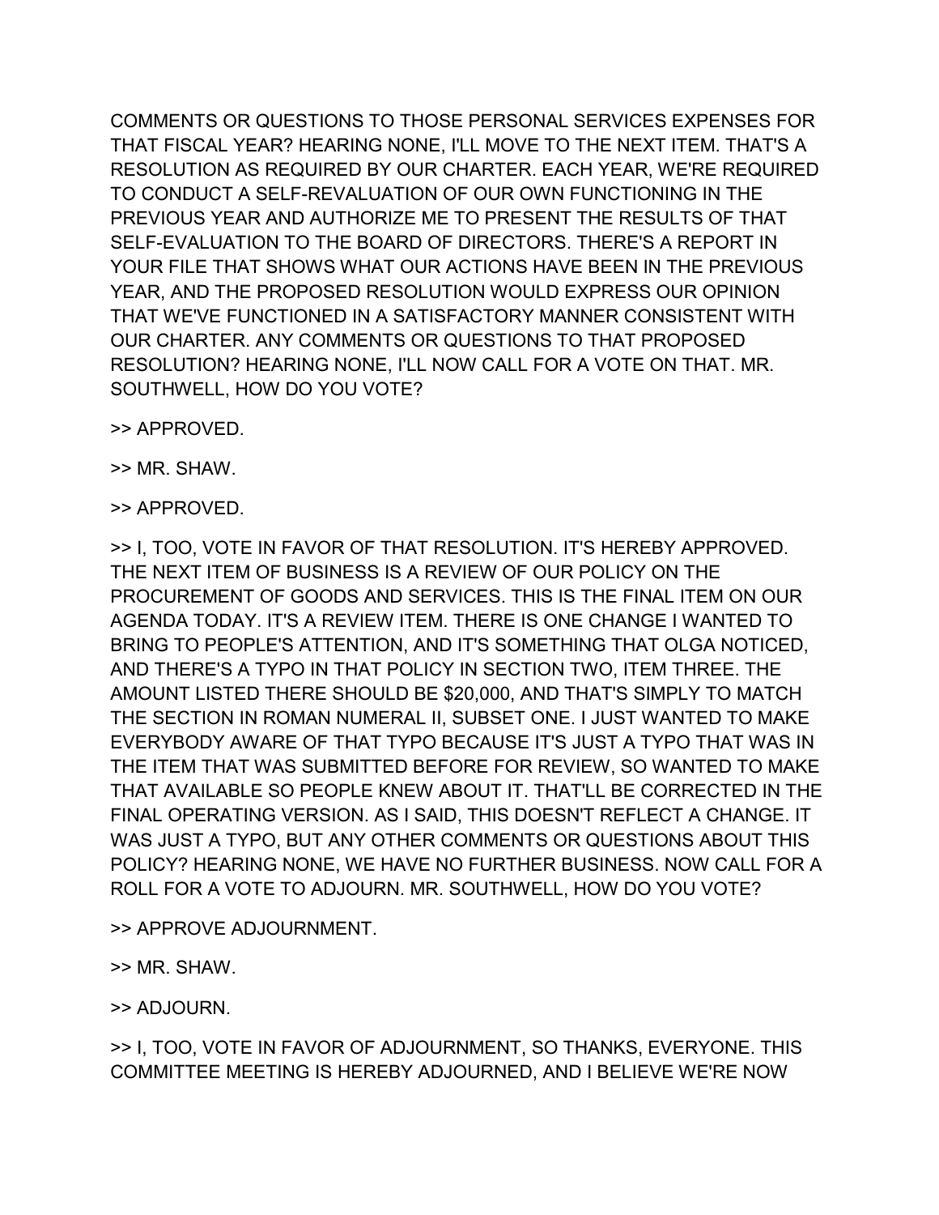COMMENTS OR QUESTIONS TO THOSE PERSONAL SERVICES EXPENSES FOR THAT FISCAL YEAR? HEARING NONE, I'LL MOVE TO THE NEXT ITEM. THAT'S A RESOLUTION AS REQUIRED BY OUR CHARTER. EACH YEAR, WE'RE REQUIRED TO CONDUCT A SELF-REVALUATION OF OUR OWN FUNCTIONING IN THE PREVIOUS YEAR AND AUTHORIZE ME TO PRESENT THE RESULTS OF THAT SELF-EVALUATION TO THE BOARD OF DIRECTORS. THERE'S A REPORT IN YOUR FILE THAT SHOWS WHAT OUR ACTIONS HAVE BEEN IN THE PREVIOUS YEAR, AND THE PROPOSED RESOLUTION WOULD EXPRESS OUR OPINION THAT WE'VE FUNCTIONED IN A SATISFACTORY MANNER CONSISTENT WITH OUR CHARTER. ANY COMMENTS OR QUESTIONS TO THAT PROPOSED RESOLUTION? HEARING NONE, I'LL NOW CALL FOR A VOTE ON THAT. MR. SOUTHWELL, HOW DO YOU VOTE?

>> APPROVED.

>> MR. SHAW.

>> APPROVED.

>> I, TOO, VOTE IN FAVOR OF THAT RESOLUTION. IT'S HEREBY APPROVED. THE NEXT ITEM OF BUSINESS IS A REVIEW OF OUR POLICY ON THE PROCUREMENT OF GOODS AND SERVICES. THIS IS THE FINAL ITEM ON OUR AGENDA TODAY. IT'S A REVIEW ITEM. THERE IS ONE CHANGE I WANTED TO BRING TO PEOPLE'S ATTENTION, AND IT'S SOMETHING THAT OLGA NOTICED, AND THERE'S A TYPO IN THAT POLICY IN SECTION TWO, ITEM THREE. THE AMOUNT LISTED THERE SHOULD BE $20,000, AND THAT'S SIMPLY TO MATCH THE SECTION IN ROMAN NUMERAL II, SUBSET ONE. I JUST WANTED TO MAKE EVERYBODY AWARE OF THAT TYPO BECAUSE IT'S JUST A TYPO THAT WAS IN THE ITEM THAT WAS SUBMITTED BEFORE FOR REVIEW, SO WANTED TO MAKE THAT AVAILABLE SO PEOPLE KNEW ABOUT IT. THAT'LL BE CORRECTED IN THE FINAL OPERATING VERSION. AS I SAID, THIS DOESN'T REFLECT A CHANGE. IT WAS JUST A TYPO, BUT ANY OTHER COMMENTS OR QUESTIONS ABOUT THIS POLICY? HEARING NONE, WE HAVE NO FURTHER BUSINESS. NOW CALL FOR A ROLL FOR A VOTE TO ADJOURN. MR. SOUTHWELL, HOW DO YOU VOTE?

>> APPROVE ADJOURNMENT.

>> MR. SHAW.

>> ADJOURN.

>> I, TOO, VOTE IN FAVOR OF ADJOURNMENT, SO THANKS, EVERYONE. THIS COMMITTEE MEETING IS HEREBY ADJOURNED, AND I BELIEVE WE'RE NOW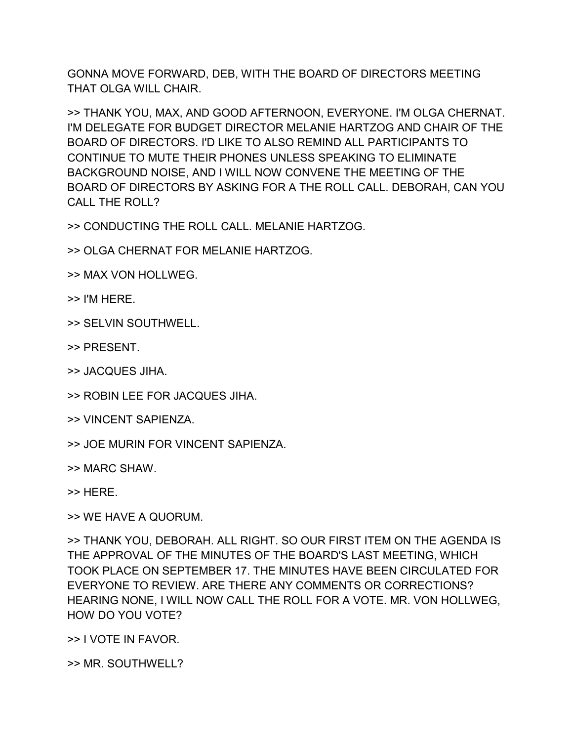GONNA MOVE FORWARD, DEB, WITH THE BOARD OF DIRECTORS MEETING THAT OLGA WILL CHAIR.

>> THANK YOU, MAX, AND GOOD AFTERNOON, EVERYONE. I'M OLGA CHERNAT. I'M DELEGATE FOR BUDGET DIRECTOR MELANIE HARTZOG AND CHAIR OF THE BOARD OF DIRECTORS. I'D LIKE TO ALSO REMIND ALL PARTICIPANTS TO CONTINUE TO MUTE THEIR PHONES UNLESS SPEAKING TO ELIMINATE BACKGROUND NOISE, AND I WILL NOW CONVENE THE MEETING OF THE BOARD OF DIRECTORS BY ASKING FOR A THE ROLL CALL. DEBORAH, CAN YOU CALL THE ROLL?

>> CONDUCTING THE ROLL CALL. MELANIE HARTZOG.

>> OLGA CHERNAT FOR MELANIE HARTZOG.

>> MAX VON HOLLWEG.

>> I'M HERE.

>> SELVIN SOUTHWELL.

>> PRESENT.

>> JACQUES JIHA.

>> ROBIN LEE FOR JACQUES JIHA.

>> VINCENT SAPIENZA.

>> JOE MURIN FOR VINCENT SAPIENZA.

>> MARC SHAW.

>> HERE.

>> WE HAVE A QUORUM.

>> THANK YOU, DEBORAH. ALL RIGHT. SO OUR FIRST ITEM ON THE AGENDA IS THE APPROVAL OF THE MINUTES OF THE BOARD'S LAST MEETING, WHICH TOOK PLACE ON SEPTEMBER 17. THE MINUTES HAVE BEEN CIRCULATED FOR EVERYONE TO REVIEW. ARE THERE ANY COMMENTS OR CORRECTIONS? HEARING NONE, I WILL NOW CALL THE ROLL FOR A VOTE. MR. VON HOLLWEG, HOW DO YOU VOTE?

>> I VOTE IN FAVOR.

>> MR. SOUTHWELL?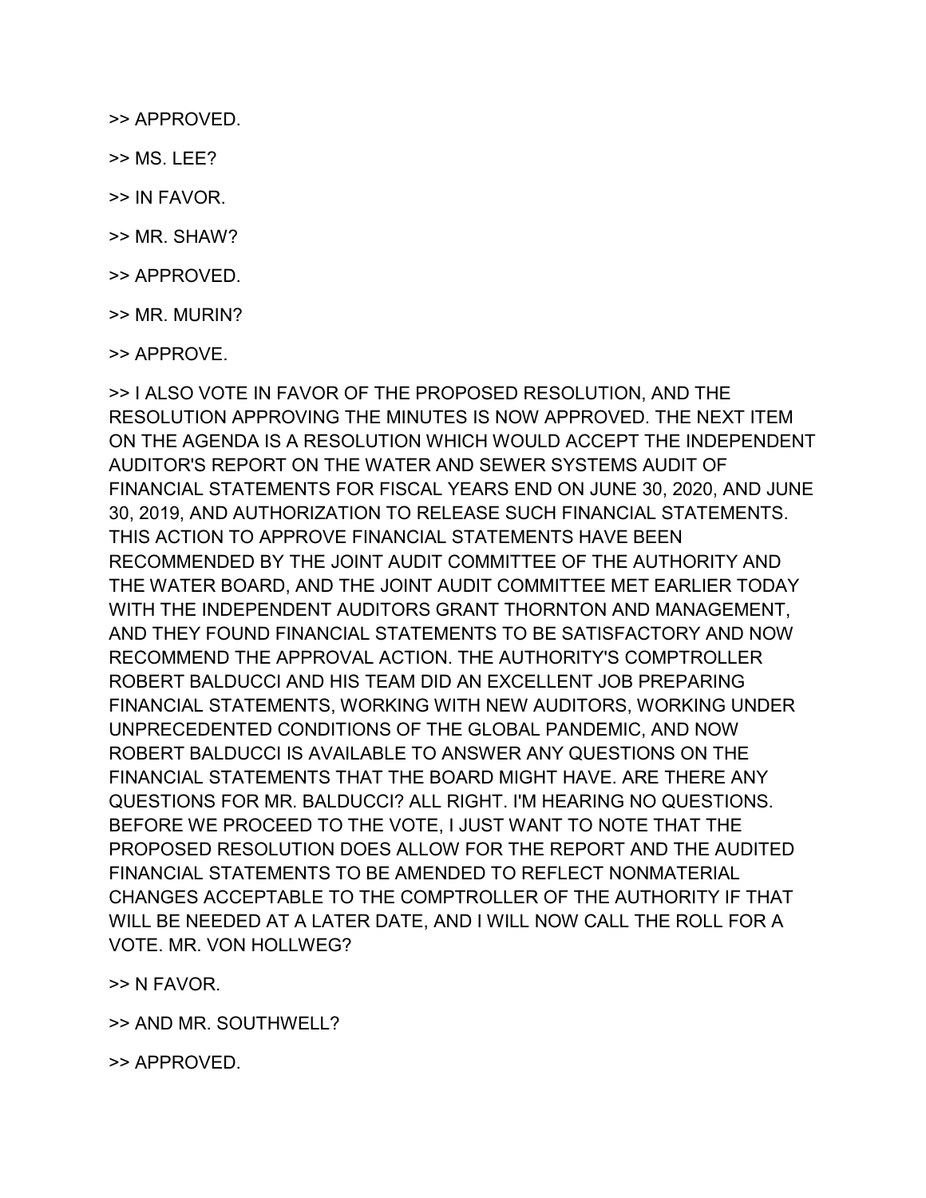>> APPROVED.

>> MS. LEE?

>> IN FAVOR.

>> MR. SHAW?

>> APPROVED.

>> MR. MURIN?

>> APPROVE.

>> I ALSO VOTE IN FAVOR OF THE PROPOSED RESOLUTION, AND THE RESOLUTION APPROVING THE MINUTES IS NOW APPROVED. THE NEXT ITEM ON THE AGENDA IS A RESOLUTION WHICH WOULD ACCEPT THE INDEPENDENT AUDITOR'S REPORT ON THE WATER AND SEWER SYSTEMS AUDIT OF FINANCIAL STATEMENTS FOR FISCAL YEARS END ON JUNE 30, 2020, AND JUNE 30, 2019, AND AUTHORIZATION TO RELEASE SUCH FINANCIAL STATEMENTS. THIS ACTION TO APPROVE FINANCIAL STATEMENTS HAVE BEEN RECOMMENDED BY THE JOINT AUDIT COMMITTEE OF THE AUTHORITY AND THE WATER BOARD, AND THE JOINT AUDIT COMMITTEE MET EARLIER TODAY WITH THE INDEPENDENT AUDITORS GRANT THORNTON AND MANAGEMENT, AND THEY FOUND FINANCIAL STATEMENTS TO BE SATISFACTORY AND NOW RECOMMEND THE APPROVAL ACTION. THE AUTHORITY'S COMPTROLLER ROBERT BALDUCCI AND HIS TEAM DID AN EXCELLENT JOB PREPARING FINANCIAL STATEMENTS, WORKING WITH NEW AUDITORS, WORKING UNDER UNPRECEDENTED CONDITIONS OF THE GLOBAL PANDEMIC, AND NOW ROBERT BALDUCCI IS AVAILABLE TO ANSWER ANY QUESTIONS ON THE FINANCIAL STATEMENTS THAT THE BOARD MIGHT HAVE. ARE THERE ANY QUESTIONS FOR MR. BALDUCCI? ALL RIGHT. I'M HEARING NO QUESTIONS. BEFORE WE PROCEED TO THE VOTE, I JUST WANT TO NOTE THAT THE PROPOSED RESOLUTION DOES ALLOW FOR THE REPORT AND THE AUDITED FINANCIAL STATEMENTS TO BE AMENDED TO REFLECT NONMATERIAL CHANGES ACCEPTABLE TO THE COMPTROLLER OF THE AUTHORITY IF THAT WILL BE NEEDED AT A LATER DATE, AND I WILL NOW CALL THE ROLL FOR A VOTE. MR. VON HOLLWEG?

>> N FAVOR.

>> AND MR. SOUTHWELL?

>> APPROVED.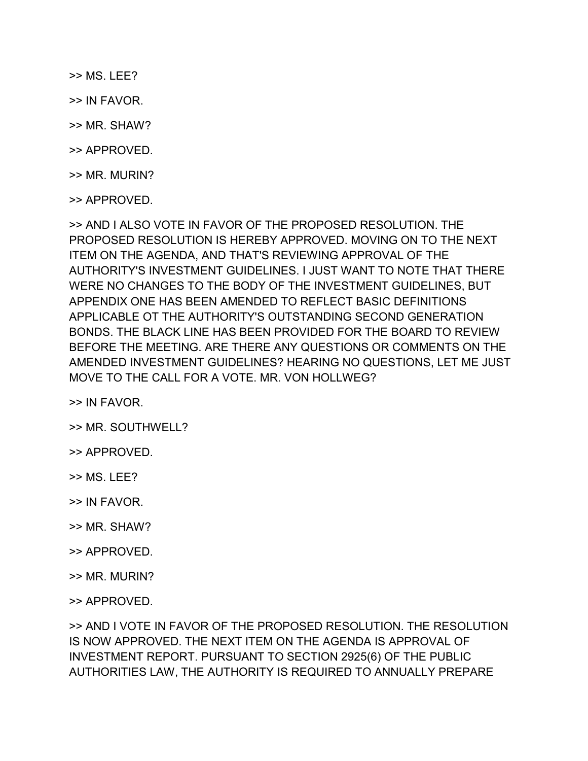>> MS. LEE?

>> IN FAVOR.

>> MR. SHAW?

>> APPROVED.

>> MR. MURIN?

>> APPROVED.

>> AND I ALSO VOTE IN FAVOR OF THE PROPOSED RESOLUTION. THE PROPOSED RESOLUTION IS HEREBY APPROVED. MOVING ON TO THE NEXT ITEM ON THE AGENDA, AND THAT'S REVIEWING APPROVAL OF THE AUTHORITY'S INVESTMENT GUIDELINES. I JUST WANT TO NOTE THAT THERE WERE NO CHANGES TO THE BODY OF THE INVESTMENT GUIDELINES, BUT APPENDIX ONE HAS BEEN AMENDED TO REFLECT BASIC DEFINITIONS APPLICABLE OT THE AUTHORITY'S OUTSTANDING SECOND GENERATION BONDS. THE BLACK LINE HAS BEEN PROVIDED FOR THE BOARD TO REVIEW BEFORE THE MEETING. ARE THERE ANY QUESTIONS OR COMMENTS ON THE AMENDED INVESTMENT GUIDELINES? HEARING NO QUESTIONS, LET ME JUST MOVE TO THE CALL FOR A VOTE. MR. VON HOLLWEG?

>> IN FAVOR.

>> MR. SOUTHWELL?

>> APPROVED.

>> MS. LEE?

>> IN FAVOR.

>> MR. SHAW?

>> APPROVED.

>> MR. MURIN?

>> APPROVED.

>> AND I VOTE IN FAVOR OF THE PROPOSED RESOLUTION. THE RESOLUTION IS NOW APPROVED. THE NEXT ITEM ON THE AGENDA IS APPROVAL OF INVESTMENT REPORT. PURSUANT TO SECTION 2925(6) OF THE PUBLIC AUTHORITIES LAW, THE AUTHORITY IS REQUIRED TO ANNUALLY PREPARE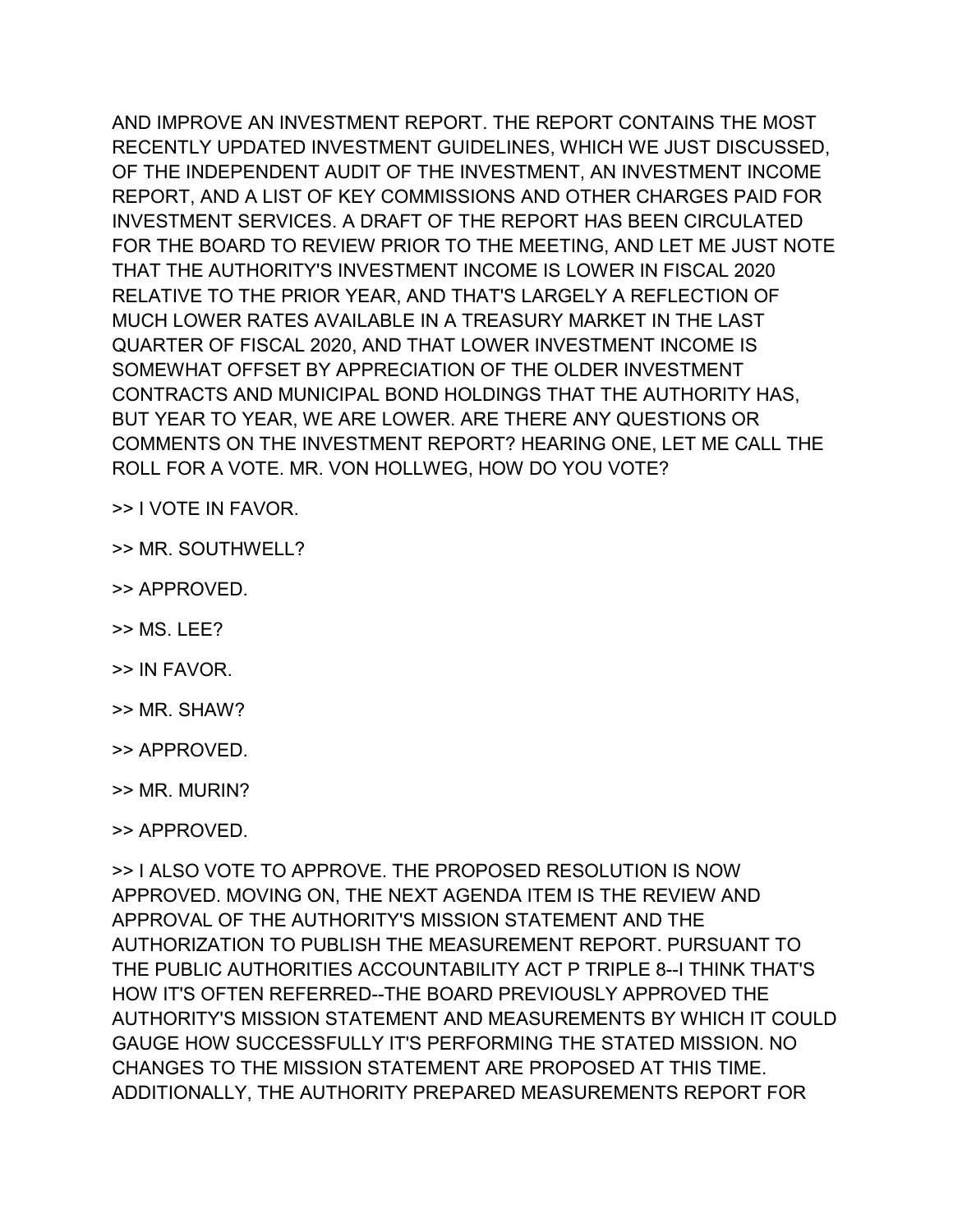AND IMPROVE AN INVESTMENT REPORT. THE REPORT CONTAINS THE MOST RECENTLY UPDATED INVESTMENT GUIDELINES, WHICH WE JUST DISCUSSED, OF THE INDEPENDENT AUDIT OF THE INVESTMENT, AN INVESTMENT INCOME REPORT, AND A LIST OF KEY COMMISSIONS AND OTHER CHARGES PAID FOR INVESTMENT SERVICES. A DRAFT OF THE REPORT HAS BEEN CIRCULATED FOR THE BOARD TO REVIEW PRIOR TO THE MEETING, AND LET ME JUST NOTE THAT THE AUTHORITY'S INVESTMENT INCOME IS LOWER IN FISCAL 2020 RELATIVE TO THE PRIOR YEAR, AND THAT'S LARGELY A REFLECTION OF MUCH LOWER RATES AVAILABLE IN A TREASURY MARKET IN THE LAST QUARTER OF FISCAL 2020, AND THAT LOWER INVESTMENT INCOME IS SOMEWHAT OFFSET BY APPRECIATION OF THE OLDER INVESTMENT CONTRACTS AND MUNICIPAL BOND HOLDINGS THAT THE AUTHORITY HAS, BUT YEAR TO YEAR, WE ARE LOWER. ARE THERE ANY QUESTIONS OR COMMENTS ON THE INVESTMENT REPORT? HEARING ONE, LET ME CALL THE ROLL FOR A VOTE. MR. VON HOLLWEG, HOW DO YOU VOTE?

>> I VOTE IN FAVOR.

>> MR. SOUTHWELL?

>> APPROVED.

>> MS. LEE?

>> IN FAVOR.

>> MR. SHAW?

>> APPROVED.

>> MR. MURIN?

>> APPROVED.

>> I ALSO VOTE TO APPROVE. THE PROPOSED RESOLUTION IS NOW APPROVED. MOVING ON, THE NEXT AGENDA ITEM IS THE REVIEW AND APPROVAL OF THE AUTHORITY'S MISSION STATEMENT AND THE AUTHORIZATION TO PUBLISH THE MEASUREMENT REPORT. PURSUANT TO THE PUBLIC AUTHORITIES ACCOUNTABILITY ACT P TRIPLE 8--I THINK THAT'S HOW IT'S OFTEN REFERRED--THE BOARD PREVIOUSLY APPROVED THE AUTHORITY'S MISSION STATEMENT AND MEASUREMENTS BY WHICH IT COULD GAUGE HOW SUCCESSFULLY IT'S PERFORMING THE STATED MISSION. NO CHANGES TO THE MISSION STATEMENT ARE PROPOSED AT THIS TIME. ADDITIONALLY, THE AUTHORITY PREPARED MEASUREMENTS REPORT FOR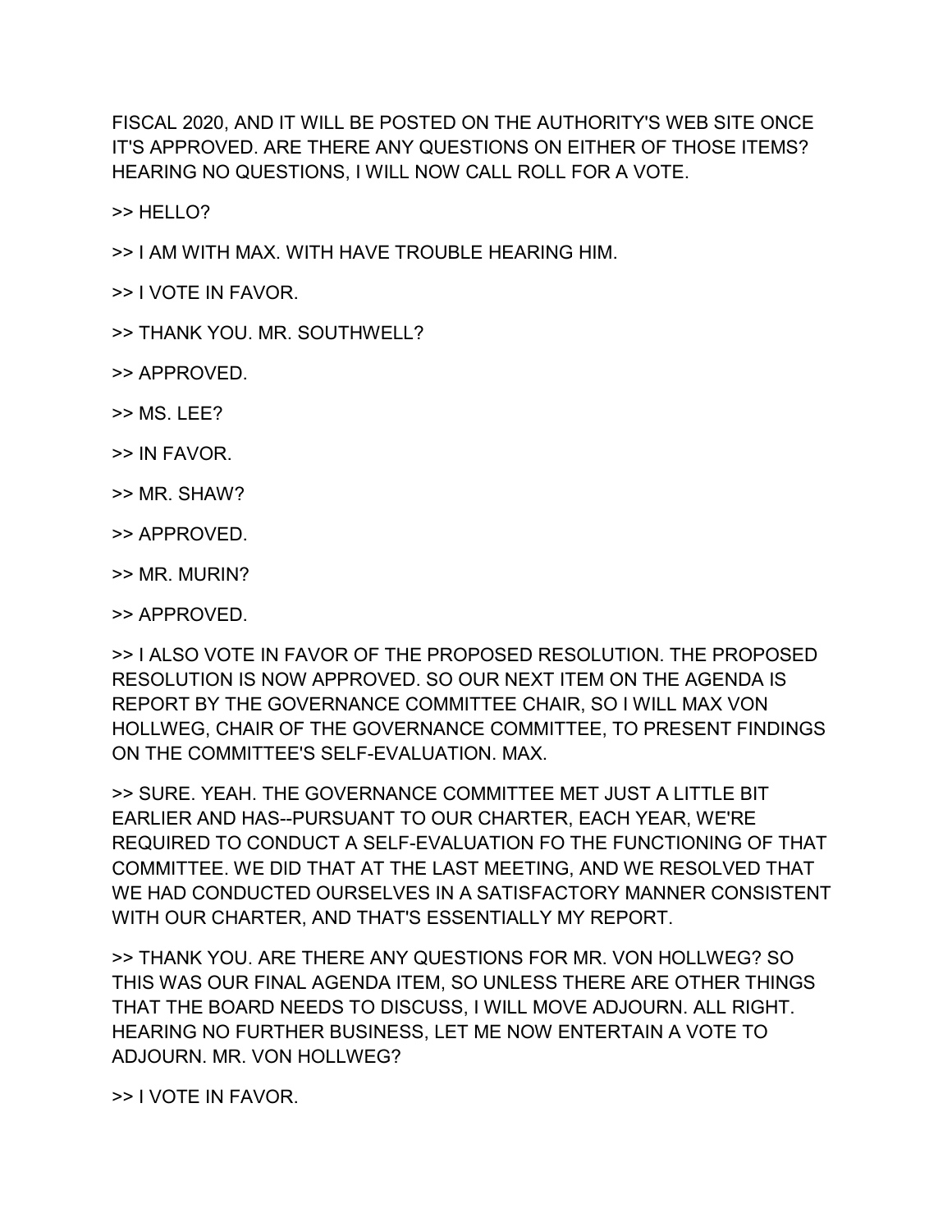FISCAL 2020, AND IT WILL BE POSTED ON THE AUTHORITY'S WEB SITE ONCE IT'S APPROVED. ARE THERE ANY QUESTIONS ON EITHER OF THOSE ITEMS? HEARING NO QUESTIONS, I WILL NOW CALL ROLL FOR A VOTE.

>> HELLO?

>> I AM WITH MAX. WITH HAVE TROUBLE HEARING HIM.

>> I VOTE IN FAVOR.

>> THANK YOU. MR. SOUTHWELL?

>> APPROVED.

>> MS. LEE?

>> IN FAVOR.

>> MR. SHAW?

>> APPROVED.

>> MR. MURIN?

>> APPROVED.

>> I ALSO VOTE IN FAVOR OF THE PROPOSED RESOLUTION. THE PROPOSED RESOLUTION IS NOW APPROVED. SO OUR NEXT ITEM ON THE AGENDA IS REPORT BY THE GOVERNANCE COMMITTEE CHAIR, SO I WILL MAX VON HOLLWEG, CHAIR OF THE GOVERNANCE COMMITTEE, TO PRESENT FINDINGS ON THE COMMITTEE'S SELF-EVALUATION. MAX.

>> SURE. YEAH. THE GOVERNANCE COMMITTEE MET JUST A LITTLE BIT EARLIER AND HAS--PURSUANT TO OUR CHARTER, EACH YEAR, WE'RE REQUIRED TO CONDUCT A SELF-EVALUATION FO THE FUNCTIONING OF THAT COMMITTEE. WE DID THAT AT THE LAST MEETING, AND WE RESOLVED THAT WE HAD CONDUCTED OURSELVES IN A SATISFACTORY MANNER CONSISTENT WITH OUR CHARTER, AND THAT'S ESSENTIALLY MY REPORT.

>> THANK YOU. ARE THERE ANY QUESTIONS FOR MR. VON HOLLWEG? SO THIS WAS OUR FINAL AGENDA ITEM, SO UNLESS THERE ARE OTHER THINGS THAT THE BOARD NEEDS TO DISCUSS, I WILL MOVE ADJOURN. ALL RIGHT. HEARING NO FURTHER BUSINESS, LET ME NOW ENTERTAIN A VOTE TO ADJOURN. MR. VON HOLLWEG?

>> I VOTE IN FAVOR.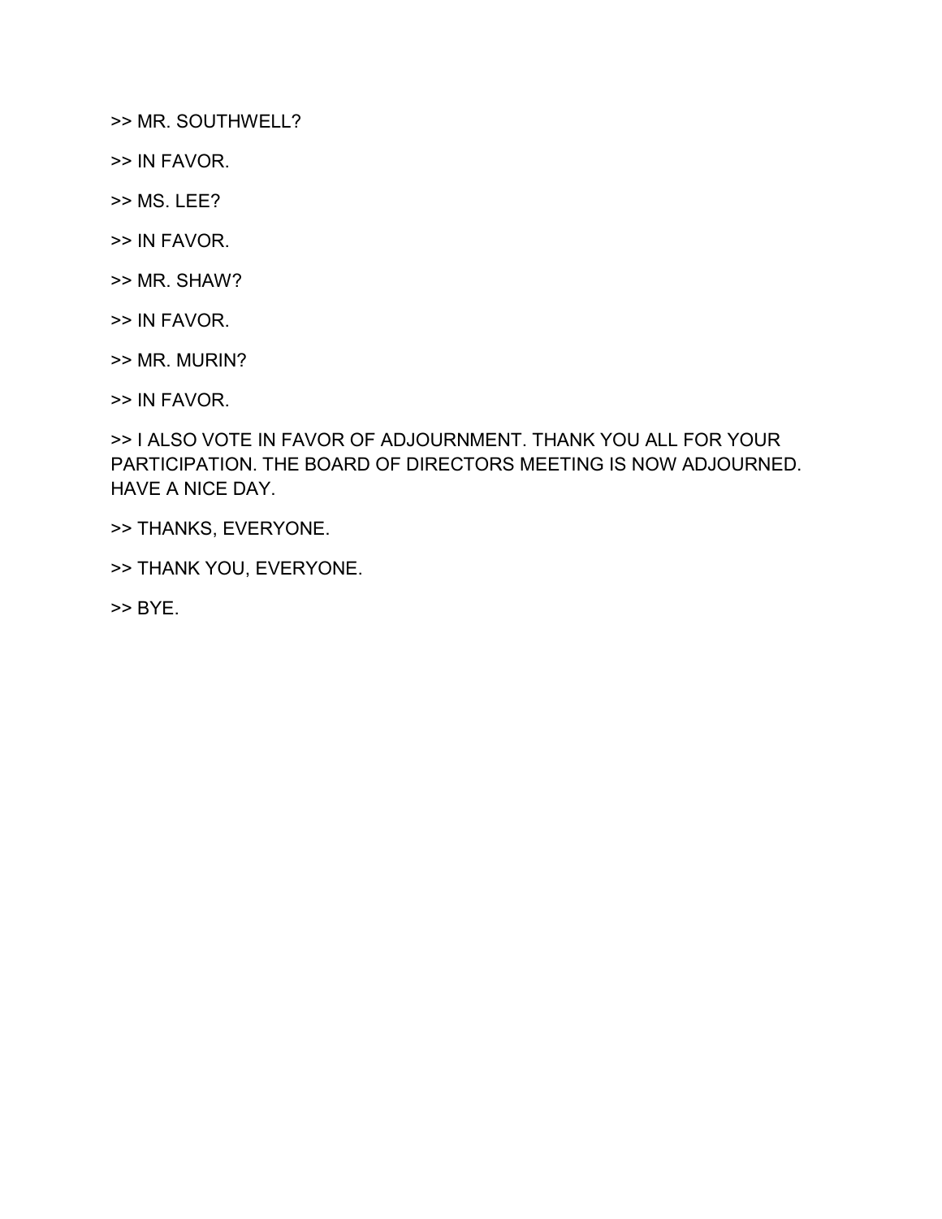>> MR. SOUTHWELL?

>> IN FAVOR.

>> MS. LEE?

>> IN FAVOR.

>> MR. SHAW?

>> IN FAVOR.

>> MR. MURIN?

>> IN FAVOR.

>> I ALSO VOTE IN FAVOR OF ADJOURNMENT. THANK YOU ALL FOR YOUR PARTICIPATION. THE BOARD OF DIRECTORS MEETING IS NOW ADJOURNED. HAVE A NICE DAY.

>> THANKS, EVERYONE.

>> THANK YOU, EVERYONE.

>> BYE.